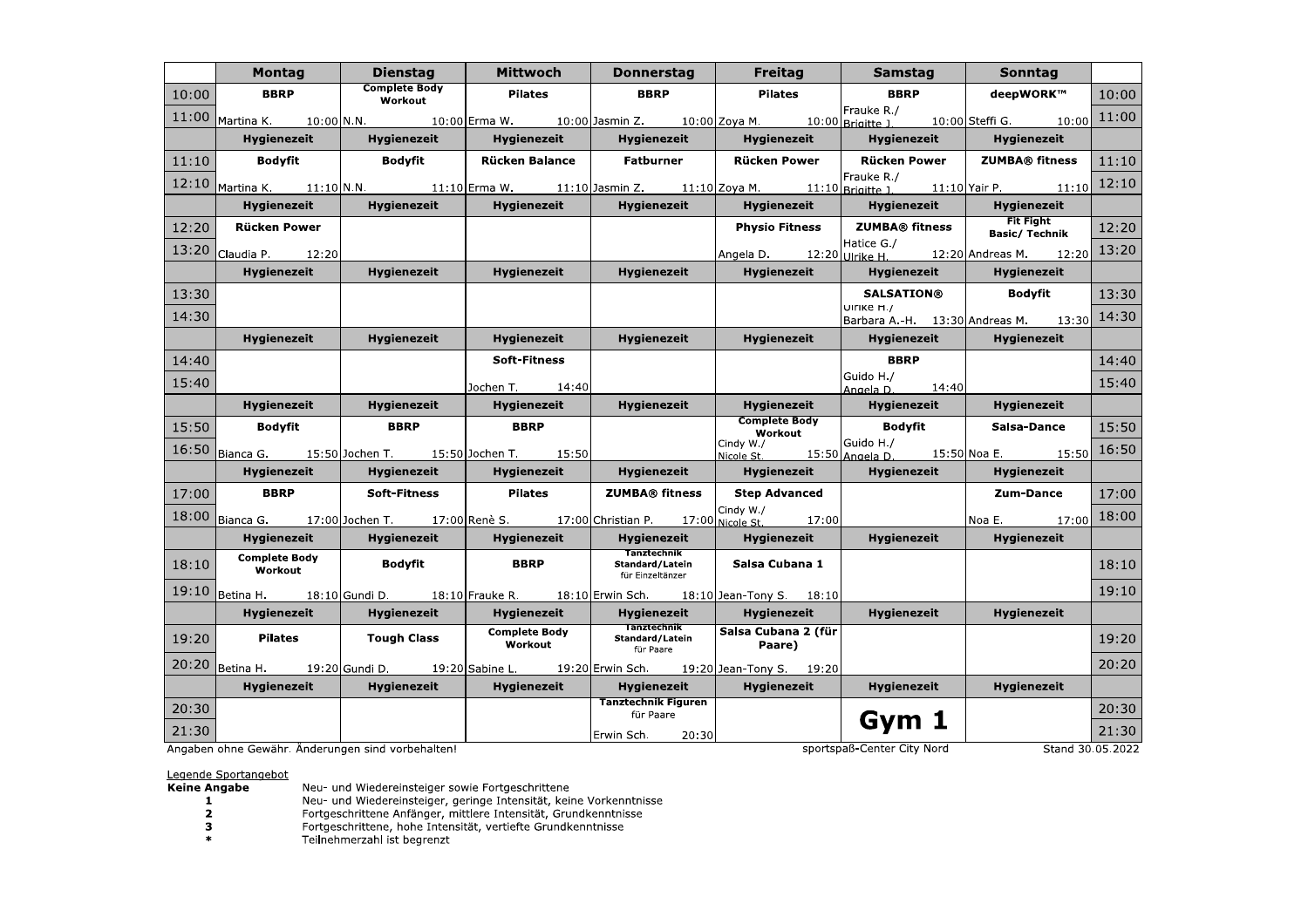| | Montag | Dienstag | Mittwoch | Donnerstag | Freitag | Samstag | Sonntag | |
|---|---|---|---|---|---|---|---|---|
| 10:00<br>11:00 | **BBRP**<br>Martina K. 10:00 | **Complete Body Workout**<br>N.N. 10:00 | **Pilates**<br>Erma W. 10:00 | **BBRP**<br>Jasmin Z. 10:00 | **Pilates**<br>Zoya M. 10:00 | **BBRP**<br>Frauke R./ Brigitte J. 10:00 | **deepWORK™**<br>Steffi G. 10:00 | 10:00<br>11:00 |
| | Hygienezeit | Hygienezeit | Hygienezeit | Hygienezeit | Hygienezeit | Hygienezeit | Hygienezeit | |
| 11:10<br>12:10 | **Bodyfit**<br>Martina K. 11:10 | **Bodyfit**<br>N.N. 11:10 | **Rücken Balance**<br>Erma W. 11:10 | **Fatburner**<br>Jasmin Z. 11:10 | **Rücken Power**<br>Zoya M. 11:10 | **Rücken Power**<br>Frauke R./ Brigitte J. 11:10 | **ZUMBA® fitness**<br>Yair P. 11:10 | 11:10<br>12:10 |
| | Hygienezeit | Hygienezeit | Hygienezeit | Hygienezeit | Hygienezeit | Hygienezeit | Hygienezeit | |
| 12:20<br>13:20 | **Rücken Power**<br>Claudia P. 12:20 | | | | **Physio Fitness**<br>Angela D. 12:20 | **ZUMBA® fitness**<br>Hatice G./ Ulrike H. 12:20 | **Fit Fight Basic/ Technik**<br>Andreas M. 12:20 | 12:20<br>13:20 |
| | Hygienezeit | Hygienezeit | Hygienezeit | Hygienezeit | Hygienezeit | Hygienezeit | Hygienezeit | |
| 13:30<br>14:30 | | | | | | **SALSATION®**<br>Ulrike H./ Barbara A.-H. 13:30 | **Bodyfit**<br>Andreas M. 13:30 | 13:30<br>14:30 |
| | Hygienezeit | Hygienezeit | Hygienezeit | Hygienezeit | Hygienezeit | Hygienezeit | Hygienezeit | |
| 14:40<br>15:40 | | | **Soft-Fitness**<br>Jochen T. 14:40 | | | **BBRP**<br>Guido H./ Angela D. 14:40 | | 14:40<br>15:40 |
| | Hygienezeit | Hygienezeit | Hygienezeit | Hygienezeit | Hygienezeit | Hygienezeit | Hygienezeit | |
| 15:50<br>16:50 | **Bodyfit**<br>Bianca G. 15:50 | **BBRP**<br>Jochen T. 15:50 | **BBRP**<br>Jochen T. 15:50 | | **Complete Body Workout**<br>Cindy W./ Nicole St. 15:50 | **Bodyfit**<br>Guido H./ Angela D. 15:50 | **Salsa-Dance**<br>Noa E. 15:50 | 15:50<br>16:50 |
| | Hygienezeit | Hygienezeit | Hygienezeit | Hygienezeit | Hygienezeit | Hygienezeit | Hygienezeit | |
| 17:00<br>18:00 | **BBRP**<br>Bianca G. 17:00 | **Soft-Fitness**<br>Jochen T. 17:00 | **Pilates**<br>Renè S. 17:00 | **ZUMBA® fitness**<br>Christian P. 17:00 | **Step Advanced**<br>Cindy W./ Nicole St. 17:00 | | **Zum-Dance**<br>Noa E. 17:00 | 17:00<br>18:00 |
| | Hygienezeit | Hygienezeit | Hygienezeit | Hygienezeit | Hygienezeit | Hygienezeit | Hygienezeit | |
| 18:10<br>19:10 | **Complete Body Workout**<br>Betina H. 18:10 | **Bodyfit**<br>Gundi D. 18:10 | **BBRP**<br>Frauke R. 18:10 | **Tanztechnik Standard/Latein** für Einzeltänzer<br>Erwin Sch. 18:10 | **Salsa Cubana 1**<br>Jean-Tony S. 18:10 | | | 18:10<br>19:10 |
| | Hygienezeit | Hygienezeit | Hygienezeit | Hygienezeit | Hygienezeit | Hygienezeit | Hygienezeit | |
| 19:20<br>20:20 | **Pilates**<br>Betina H. 19:20 | **Tough Class**<br>Gundi D. 19:20 | **Complete Body Workout**<br>Sabine L. 19:20 | **Tanztechnik Standard/Latein** für Paare<br>Erwin Sch. 19:20 | **Salsa Cubana 2 (für Paare)**<br>Jean-Tony S. 19:20 | | | 19:20<br>20:20 |
| | Hygienezeit | Hygienezeit | Hygienezeit | Hygienezeit | Hygienezeit | Hygienezeit | Hygienezeit | |
| 20:30<br>21:30 | | | | **Tanztechnik Figuren** für Paare<br>Erwin Sch. 20:30 | | **Gym 1** | | 20:30<br>21:30 |

Angaben ohne Gewähr. Änderungen sind vorbehalten!

sportspaß-Center City Nord

Stand 30.05.2022

Legende Sportangebot

| | |
|---|---|
| **Keine Angabe** | Neu- und Wiedereinsteiger sowie Fortgeschrittene |
| **1** | Neu- und Wiedereinsteiger, geringe Intensität, keine Vorkenntnisse |
| **2** | Fortgeschrittene Anfänger, mittlere Intensität, Grundkenntnisse |
| **3** | Fortgeschrittene, hohe Intensität, vertiefte Grundkenntnisse |
| **\*** | Teilnehmerzahl ist begrenzt |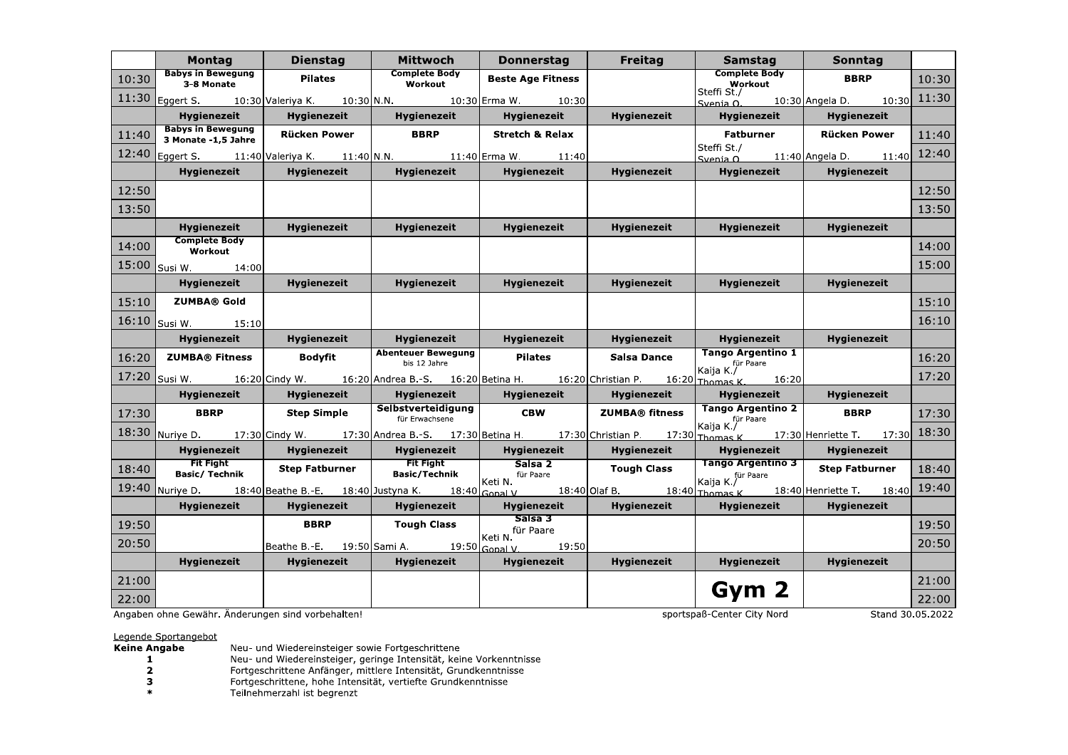| | Montag | Dienstag | Mittwoch | Donnerstag | Freitag | Samstag | Sonntag | |
|---|---|---|---|---|---|---|---|---|
| 10:30 – 11:30 | Babys in Bewegung 3-8 Monate<br>Eggert S. 10:30 | Pilates<br>Valeriya K. 10:30 | Complete Body Workout<br>N.N. 10:30 | Beste Age Fitness<br>Erma W. 10:30 | | Complete Body Workout<br>Steffi St./ Svenja O. 10:30 | BBRP<br>Angela D. 10:30 | 10:30 – 11:30 |
| | Hygienezeit | Hygienezeit | Hygienezeit | Hygienezeit | Hygienezeit | Hygienezeit | Hygienezeit | |
| 11:40 – 12:40 | Babys in Bewegung 3 Monate -1,5 Jahre<br>Eggert S. 11:40 | Rücken Power<br>Valeriya K. 11:40 | BBRP<br>N.N. 11:40 | Stretch & Relax<br>Erma W. 11:40 | | Fatburner<br>Steffi St./ Svenja O. 11:40 | Rücken Power<br>Angela D. 11:40 | 11:40 – 12:40 |
| | Hygienezeit | Hygienezeit | Hygienezeit | Hygienezeit | Hygienezeit | Hygienezeit | Hygienezeit | |
| 12:50 – 13:50 | | | | | | | | 12:50 – 13:50 |
| | Hygienezeit | Hygienezeit | Hygienezeit | Hygienezeit | Hygienezeit | Hygienezeit | Hygienezeit | |
| 14:00 – 15:00 | Complete Body Workout<br>Susi W. 14:00 | | | | | | | 14:00 – 15:00 |
| | Hygienezeit | Hygienezeit | Hygienezeit | Hygienezeit | Hygienezeit | Hygienezeit | Hygienezeit | |
| 15:10 – 16:10 | ZUMBA® Gold<br>Susi W. 15:10 | | | | | | | 15:10 – 16:10 |
| | Hygienezeit | Hygienezeit | Hygienezeit | Hygienezeit | Hygienezeit | Hygienezeit | Hygienezeit | |
| 16:20 – 17:20 | ZUMBA® Fitness<br>Susi W. 16:20 | Bodyfit<br>Cindy W. 16:20 | Abenteuer Bewegung bis 12 Jahre<br>Andrea B.-S. 16:20 | Pilates<br>Betina H. 16:20 | Salsa Dance<br>Christian P. 16:20 | Tango Argentino 1 für Paare<br>Kaija K./ Thomas K. 16:20 | | 16:20 – 17:20 |
| | Hygienezeit | Hygienezeit | Hygienezeit | Hygienezeit | Hygienezeit | Hygienezeit | Hygienezeit | |
| 17:30 – 18:30 | BBRP<br>Nuriye D. 17:30 | Step Simple<br>Cindy W. 17:30 | Selbstverteidigung für Erwachsene<br>Andrea B.-S. 17:30 | CBW<br>Betina H. 17:30 | ZUMBA® fitness<br>Christian P. 17:30 | Tango Argentino 2 für Paare<br>Kaija K./ Thomas K. 17:30 | BBRP<br>Henriette T. 17:30 | 17:30 – 18:30 |
| | Hygienezeit | Hygienezeit | Hygienezeit | Hygienezeit | Hygienezeit | Hygienezeit | Hygienezeit | |
| 18:40 – 19:40 | Fit Fight Basic/ Technik<br>Nuriye D. 18:40 | Step Fatburner<br>Beathe B.-E. 18:40 | Fit Fight Basic/Technik<br>Justyna K. 18:40 | Salsa 2 für Paare<br>Keti N. Gopal V. 18:40 | Tough Class<br>Olaf B. 18:40 | Tango Argentino 3 für Paare<br>Kaija K./ Thomas K. 18:40 | Step Fatburner<br>Henriette T. 18:40 | 18:40 – 19:40 |
| | Hygienezeit | Hygienezeit | Hygienezeit | Hygienezeit | Hygienezeit | Hygienezeit | Hygienezeit | |
| 19:50 – 20:50 | | BBRP<br>Beathe B.-E. 19:50 | Tough Class<br>Sami A. 19:50 | Salsa 3 für Paare<br>Keti N. Gopal V. 19:50 | | | | 19:50 – 20:50 |
| | Hygienezeit | Hygienezeit | Hygienezeit | Hygienezeit | Hygienezeit | Hygienezeit | Hygienezeit | |
| 21:00 – 22:00 | | | | | | **Gym 2** | | 21:00 – 22:00 |

Angaben ohne Gewähr. Änderungen sind vorbehalten!

sportspaß-Center City Nord

Stand 30.05.2022

Legende Sportangebot

| | |
|---|---|
| **Keine Angabe** | Neu- und Wiedereinsteiger sowie Fortgeschrittene |
| **1** | Neu- und Wiedereinsteiger, geringe Intensität, keine Vorkenntnisse |
| **2** | Fortgeschrittene Anfänger, mittlere Intensität, Grundkenntnisse |
| **3** | Fortgeschrittene, hohe Intensität, vertiefte Grundkenntnisse |
| **\*** | Teilnehmerzahl ist begrenzt |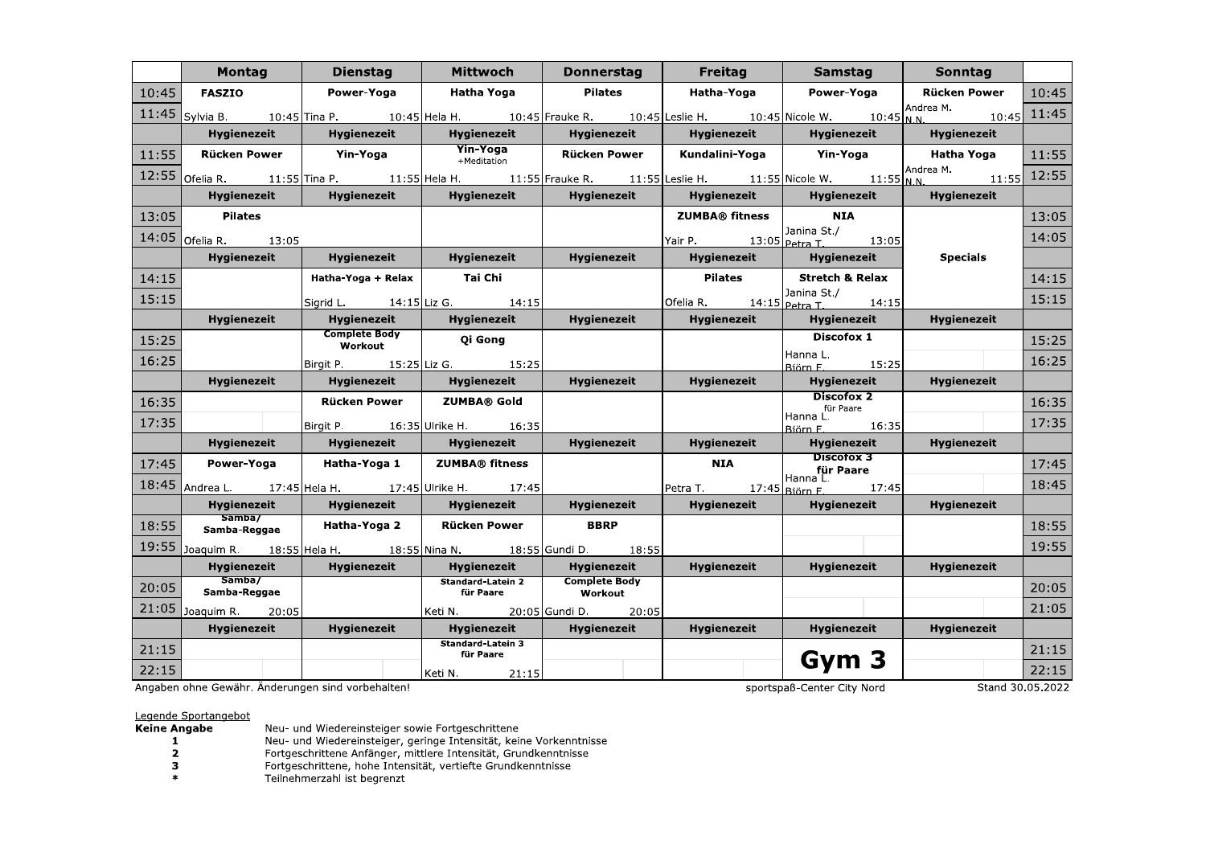| | Montag | Dienstag | Mittwoch | Donnerstag | Freitag | Samstag | Sonntag | |
|---|---|---|---|---|---|---|---|---|
| 10:45 / 11:45 | **FASZIO** Sylvia B. 10:45 | **Power-Yoga** Tina P. 10:45 | **Hatha Yoga** Hela H. 10:45 | **Pilates** Frauke R. 10:45 | **Hatha-Yoga** Leslie H. 10:45 | **Power-Yoga** Nicole W. 10:45 | **Rücken Power** Andrea M. N.N. 10:45 | 10:45 / 11:45 |
| | Hygienezeit | Hygienezeit | Hygienezeit | Hygienezeit | Hygienezeit | Hygienezeit | Hygienezeit | |
| 11:55 / 12:55 | **Rücken Power** Ofelia R. 11:55 | **Yin-Yoga** Tina P. 11:55 | **Yin-Yoga** +Meditation Hela H. 11:55 | **Rücken Power** Frauke R. 11:55 | **Kundalini-Yoga** Leslie H. 11:55 | **Yin-Yoga** Nicole W. 11:55 | **Hatha Yoga** Andrea M. N.N. 11:55 | 11:55 / 12:55 |
| | Hygienezeit | Hygienezeit | Hygienezeit | Hygienezeit | Hygienezeit | Hygienezeit | Hygienezeit | |
| 13:05 / 14:05 | **Pilates** Ofelia R. 13:05 | | | | **ZUMBA® fitness** Yair P. 13:05 | **NIA** Janina St./ Petra T. 13:05 | | 13:05 / 14:05 |
| | Hygienezeit | Hygienezeit | Hygienezeit | Hygienezeit | Hygienezeit | Hygienezeit | **Specials** | |
| 14:15 / 15:15 | | **Hatha-Yoga + Relax** Sigrid L. 14:15 | **Tai Chi** Liz G. 14:15 | | **Pilates** Ofelia R. 14:15 | **Stretch & Relax** Janina St./ Petra T. 14:15 | | 14:15 / 15:15 |
| | Hygienezeit | Hygienezeit | Hygienezeit | Hygienezeit | Hygienezeit | Hygienezeit | Hygienezeit | |
| 15:25 / 16:25 | | **Complete Body Workout** Birgit P. 15:25 | **Qi Gong** Liz G. 15:25 | | | **Discofox 1** Hanna L. Björn F. 15:25 | | 15:25 / 16:25 |
| | Hygienezeit | Hygienezeit | Hygienezeit | Hygienezeit | Hygienezeit | Hygienezeit | Hygienezeit | |
| 16:35 / 17:35 | | **Rücken Power** Birgit P. 16:35 | **ZUMBA® Gold** Ulrike H. 16:35 | | | **Discofox 2** für Paare Hanna L. Björn F. 16:35 | | 16:35 / 17:35 |
| | Hygienezeit | Hygienezeit | Hygienezeit | Hygienezeit | Hygienezeit | Hygienezeit | Hygienezeit | |
| 17:45 / 18:45 | **Power-Yoga** Andrea L. 17:45 | **Hatha-Yoga 1** Hela H. 17:45 | **ZUMBA® fitness** Ulrike H. 17:45 | | **NIA** Petra T. 17:45 | **Discofox 3 für Paare** Hanna L. Björn F. 17:45 | | 17:45 / 18:45 |
| | Hygienezeit | Hygienezeit | Hygienezeit | Hygienezeit | Hygienezeit | Hygienezeit | Hygienezeit | |
| 18:55 / 19:55 | **Samba/ Samba-Reggae** Joaquim R. 18:55 | **Hatha-Yoga 2** Hela H. 18:55 | **Rücken Power** Nina N. 18:55 | **BBRP** Gundi D. 18:55 | | | | 18:55 / 19:55 |
| | Hygienezeit | Hygienezeit | Hygienezeit | Hygienezeit | Hygienezeit | Hygienezeit | Hygienezeit | |
| 20:05 / 21:05 | **Samba/ Samba-Reggae** Joaquim R. 20:05 | | **Standard-Latein 2 für Paare** Keti N. 20:05 | **Complete Body Workout** Gundi D. 20:05 | | | | 20:05 / 21:05 |
| | Hygienezeit | Hygienezeit | Hygienezeit | Hygienezeit | Hygienezeit | Hygienezeit | Hygienezeit | |
| 21:15 / 22:15 | | | **Standard-Latein 3 für Paare** Keti N. 21:15 | | | **Gym 3** | | 21:15 / 22:15 |

Angaben ohne Gewähr. Änderungen sind vorbehalten!

sportspaß-Center City Nord

Stand 30.05.2022

Legende Sportangebot

**Keine Angabe** Neu- und Wiedereinsteiger sowie Fortgeschrittene
**1** Neu- und Wiedereinsteiger, geringe Intensität, keine Vorkenntnisse
**2** Fortgeschrittene Anfänger, mittlere Intensität, Grundkenntnisse
**3** Fortgeschrittene, hohe Intensität, vertiefte Grundkenntnisse
**\*** Teilnehmerzahl ist begrenzt